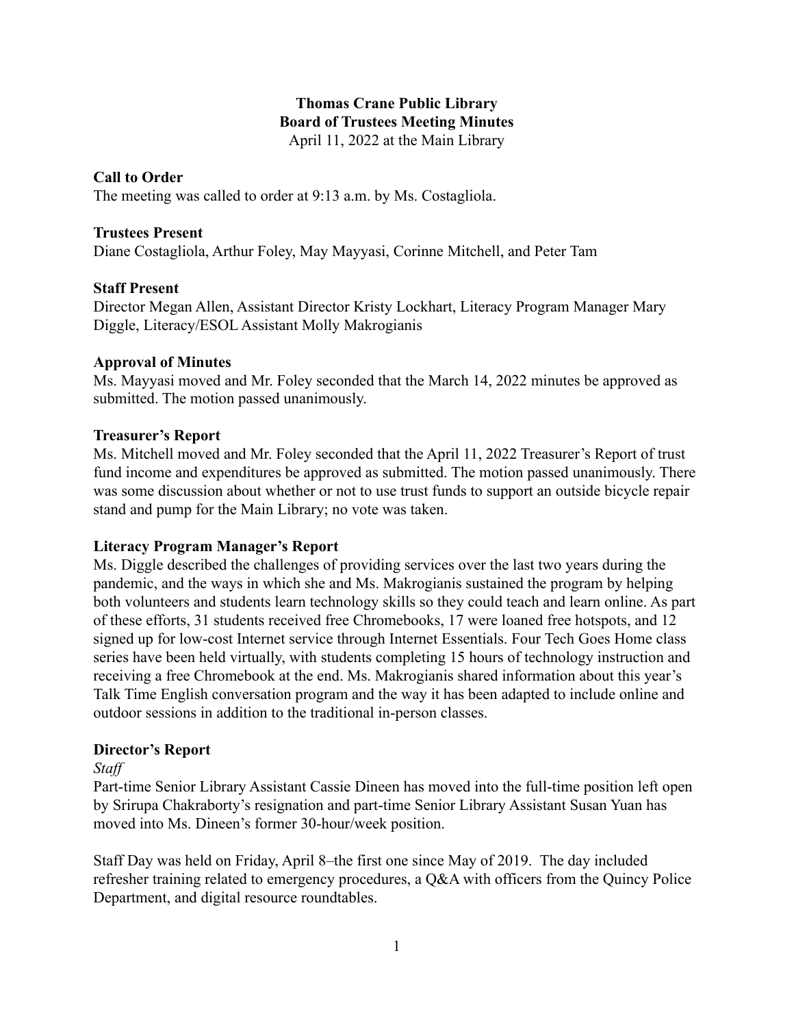# Thomas Crane Public Library
# Board of Trustees Meeting Minutes

April 11, 2022 at the Main Library

## Call to Order

The meeting was called to order at 9:13 a.m. by Ms. Costagliola.

## Trustees Present

Diane Costagliola, Arthur Foley, May Mayyasi, Corinne Mitchell, and Peter Tam

## Staff Present

Director Megan Allen, Assistant Director Kristy Lockhart, Literacy Program Manager Mary Diggle, Literacy/ESOL Assistant Molly Makrogianis

## Approval of Minutes

Ms. Mayyasi moved and Mr. Foley seconded that the March 14, 2022 minutes be approved as submitted. The motion passed unanimously.

## Treasurer's Report

Ms. Mitchell moved and Mr. Foley seconded that the April 11, 2022 Treasurer's Report of trust fund income and expenditures be approved as submitted. The motion passed unanimously. There was some discussion about whether or not to use trust funds to support an outside bicycle repair stand and pump for the Main Library; no vote was taken.

## Literacy Program Manager's Report

Ms. Diggle described the challenges of providing services over the last two years during the pandemic, and the ways in which she and Ms. Makrogianis sustained the program by helping both volunteers and students learn technology skills so they could teach and learn online. As part of these efforts, 31 students received free Chromebooks, 17 were loaned free hotspots, and 12 signed up for low-cost Internet service through Internet Essentials. Four Tech Goes Home class series have been held virtually, with students completing 15 hours of technology instruction and receiving a free Chromebook at the end. Ms. Makrogianis shared information about this year's Talk Time English conversation program and the way it has been adapted to include online and outdoor sessions in addition to the traditional in-person classes.

## Director's Report

*Staff*

Part-time Senior Library Assistant Cassie Dineen has moved into the full-time position left open by Srirupa Chakraborty's resignation and part-time Senior Library Assistant Susan Yuan has moved into Ms. Dineen's former 30-hour/week position.

Staff Day was held on Friday, April 8–the first one since May of 2019. The day included refresher training related to emergency procedures, a Q&A with officers from the Quincy Police Department, and digital resource roundtables.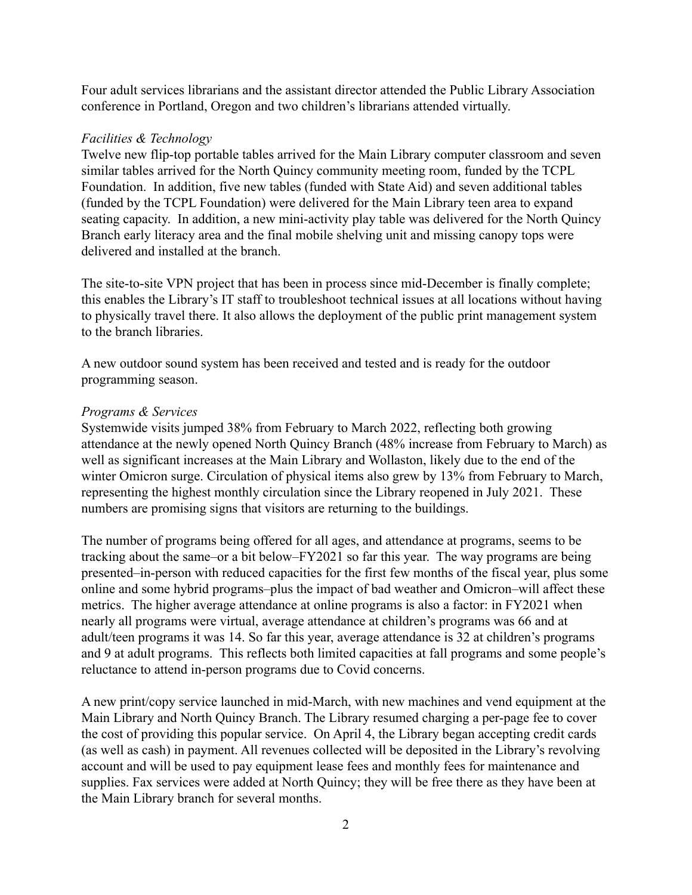Four adult services librarians and the assistant director attended the Public Library Association conference in Portland, Oregon and two children's librarians attended virtually.

*Facilities & Technology*

Twelve new flip-top portable tables arrived for the Main Library computer classroom and seven similar tables arrived for the North Quincy community meeting room, funded by the TCPL Foundation. In addition, five new tables (funded with State Aid) and seven additional tables (funded by the TCPL Foundation) were delivered for the Main Library teen area to expand seating capacity. In addition, a new mini-activity play table was delivered for the North Quincy Branch early literacy area and the final mobile shelving unit and missing canopy tops were delivered and installed at the branch.

The site-to-site VPN project that has been in process since mid-December is finally complete; this enables the Library's IT staff to troubleshoot technical issues at all locations without having to physically travel there. It also allows the deployment of the public print management system to the branch libraries.

A new outdoor sound system has been received and tested and is ready for the outdoor programming season.

*Programs & Services*

Systemwide visits jumped 38% from February to March 2022, reflecting both growing attendance at the newly opened North Quincy Branch (48% increase from February to March) as well as significant increases at the Main Library and Wollaston, likely due to the end of the winter Omicron surge. Circulation of physical items also grew by 13% from February to March, representing the highest monthly circulation since the Library reopened in July 2021. These numbers are promising signs that visitors are returning to the buildings.

The number of programs being offered for all ages, and attendance at programs, seems to be tracking about the same–or a bit below–FY2021 so far this year. The way programs are being presented–in-person with reduced capacities for the first few months of the fiscal year, plus some online and some hybrid programs–plus the impact of bad weather and Omicron–will affect these metrics. The higher average attendance at online programs is also a factor: in FY2021 when nearly all programs were virtual, average attendance at children's programs was 66 and at adult/teen programs it was 14. So far this year, average attendance is 32 at children's programs and 9 at adult programs. This reflects both limited capacities at fall programs and some people's reluctance to attend in-person programs due to Covid concerns.

A new print/copy service launched in mid-March, with new machines and vend equipment at the Main Library and North Quincy Branch. The Library resumed charging a per-page fee to cover the cost of providing this popular service. On April 4, the Library began accepting credit cards (as well as cash) in payment. All revenues collected will be deposited in the Library's revolving account and will be used to pay equipment lease fees and monthly fees for maintenance and supplies. Fax services were added at North Quincy; they will be free there as they have been at the Main Library branch for several months.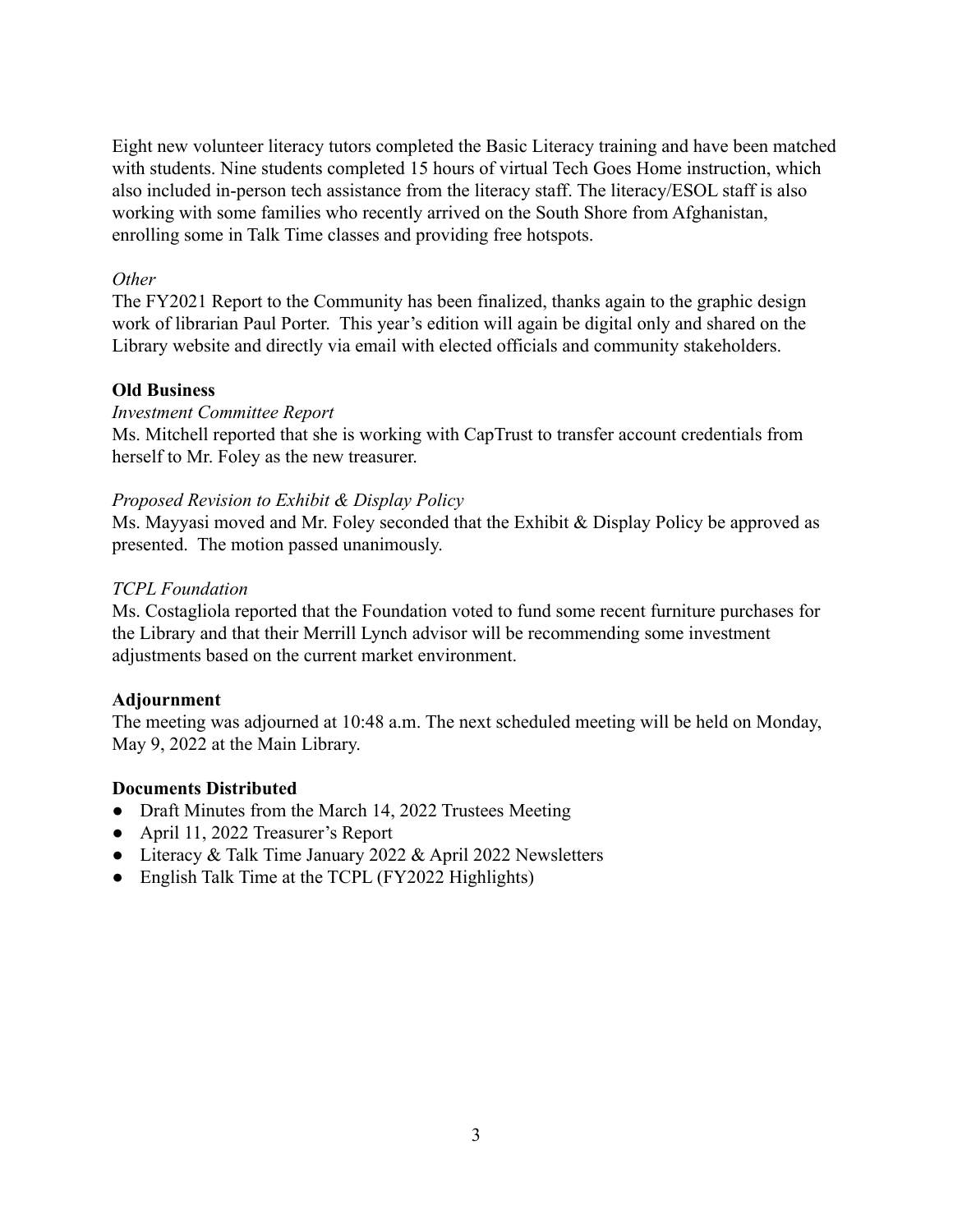Eight new volunteer literacy tutors completed the Basic Literacy training and have been matched with students. Nine students completed 15 hours of virtual Tech Goes Home instruction, which also included in-person tech assistance from the literacy staff. The literacy/ESOL staff is also working with some families who recently arrived on the South Shore from Afghanistan, enrolling some in Talk Time classes and providing free hotspots.

*Other*

The FY2021 Report to the Community has been finalized, thanks again to the graphic design work of librarian Paul Porter. This year's edition will again be digital only and shared on the Library website and directly via email with elected officials and community stakeholders.

**Old Business**

*Investment Committee Report*

Ms. Mitchell reported that she is working with CapTrust to transfer account credentials from herself to Mr. Foley as the new treasurer.

*Proposed Revision to Exhibit & Display Policy*

Ms. Mayyasi moved and Mr. Foley seconded that the Exhibit & Display Policy be approved as presented. The motion passed unanimously.

*TCPL Foundation*

Ms. Costagliola reported that the Foundation voted to fund some recent furniture purchases for the Library and that their Merrill Lynch advisor will be recommending some investment adjustments based on the current market environment.

**Adjournment**

The meeting was adjourned at 10:48 a.m. The next scheduled meeting will be held on Monday, May 9, 2022 at the Main Library.

**Documents Distributed**

- Draft Minutes from the March 14, 2022 Trustees Meeting
- April 11, 2022 Treasurer's Report
- Literacy & Talk Time January 2022 & April 2022 Newsletters
- English Talk Time at the TCPL (FY2022 Highlights)